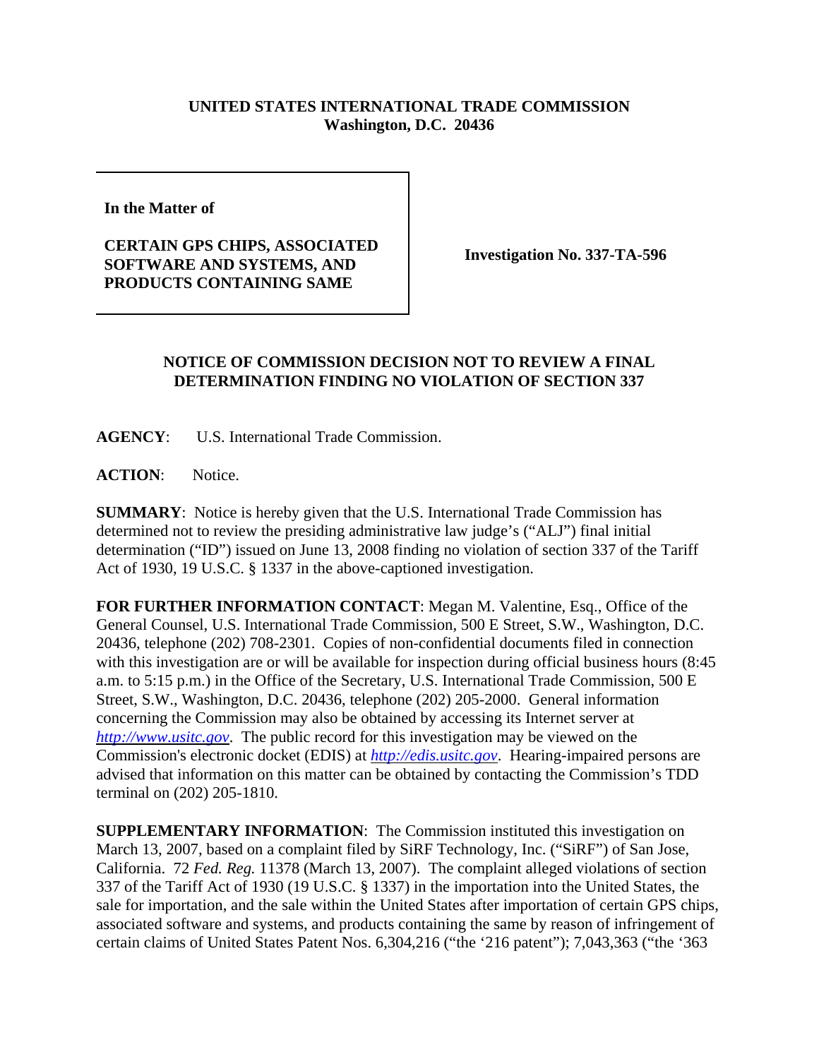**UNITED STATES INTERNATIONAL TRADE COMMISSION**
**Washington, D.C. 20436**

**In the Matter of**

**CERTAIN GPS CHIPS, ASSOCIATED SOFTWARE AND SYSTEMS, AND PRODUCTS CONTAINING SAME**

**Investigation No. 337-TA-596**

## NOTICE OF COMMISSION DECISION NOT TO REVIEW A FINAL DETERMINATION FINDING NO VIOLATION OF SECTION 337

**AGENCY**: U.S. International Trade Commission.

**ACTION**: Notice.

**SUMMARY**: Notice is hereby given that the U.S. International Trade Commission has determined not to review the presiding administrative law judge's ("ALJ") final initial determination ("ID") issued on June 13, 2008 finding no violation of section 337 of the Tariff Act of 1930, 19 U.S.C. § 1337 in the above-captioned investigation.

**FOR FURTHER INFORMATION CONTACT**: Megan M. Valentine, Esq., Office of the General Counsel, U.S. International Trade Commission, 500 E Street, S.W., Washington, D.C. 20436, telephone (202) 708-2301. Copies of non-confidential documents filed in connection with this investigation are or will be available for inspection during official business hours (8:45 a.m. to 5:15 p.m.) in the Office of the Secretary, U.S. International Trade Commission, 500 E Street, S.W., Washington, D.C. 20436, telephone (202) 205-2000. General information concerning the Commission may also be obtained by accessing its Internet server at *http://www.usitc.gov*. The public record for this investigation may be viewed on the Commission's electronic docket (EDIS) at *http://edis.usitc.gov*. Hearing-impaired persons are advised that information on this matter can be obtained by contacting the Commission's TDD terminal on (202) 205-1810.

**SUPPLEMENTARY INFORMATION**: The Commission instituted this investigation on March 13, 2007, based on a complaint filed by SiRF Technology, Inc. ("SiRF") of San Jose, California. 72 *Fed. Reg.* 11378 (March 13, 2007). The complaint alleged violations of section 337 of the Tariff Act of 1930 (19 U.S.C. § 1337) in the importation into the United States, the sale for importation, and the sale within the United States after importation of certain GPS chips, associated software and systems, and products containing the same by reason of infringement of certain claims of United States Patent Nos. 6,304,216 ("the '216 patent"); 7,043,363 ("the '363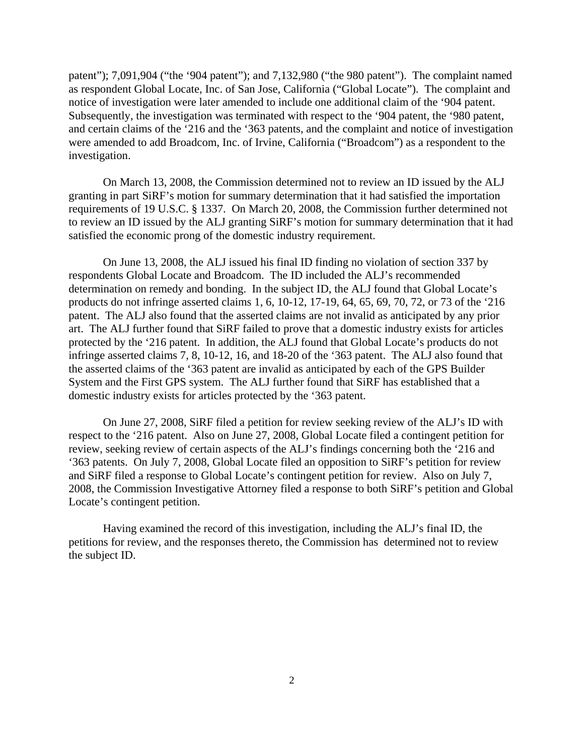patent"); 7,091,904 ("the '904 patent"); and 7,132,980 ("the 980 patent"). The complaint named as respondent Global Locate, Inc. of San Jose, California ("Global Locate"). The complaint and notice of investigation were later amended to include one additional claim of the '904 patent. Subsequently, the investigation was terminated with respect to the '904 patent, the '980 patent, and certain claims of the '216 and the '363 patents, and the complaint and notice of investigation were amended to add Broadcom, Inc. of Irvine, California ("Broadcom") as a respondent to the investigation.

On March 13, 2008, the Commission determined not to review an ID issued by the ALJ granting in part SiRF's motion for summary determination that it had satisfied the importation requirements of 19 U.S.C. § 1337. On March 20, 2008, the Commission further determined not to review an ID issued by the ALJ granting SiRF's motion for summary determination that it had satisfied the economic prong of the domestic industry requirement.

On June 13, 2008, the ALJ issued his final ID finding no violation of section 337 by respondents Global Locate and Broadcom. The ID included the ALJ's recommended determination on remedy and bonding. In the subject ID, the ALJ found that Global Locate's products do not infringe asserted claims 1, 6, 10-12, 17-19, 64, 65, 69, 70, 72, or 73 of the '216 patent. The ALJ also found that the asserted claims are not invalid as anticipated by any prior art. The ALJ further found that SiRF failed to prove that a domestic industry exists for articles protected by the '216 patent. In addition, the ALJ found that Global Locate's products do not infringe asserted claims 7, 8, 10-12, 16, and 18-20 of the '363 patent. The ALJ also found that the asserted claims of the '363 patent are invalid as anticipated by each of the GPS Builder System and the First GPS system. The ALJ further found that SiRF has established that a domestic industry exists for articles protected by the '363 patent.

On June 27, 2008, SiRF filed a petition for review seeking review of the ALJ's ID with respect to the '216 patent. Also on June 27, 2008, Global Locate filed a contingent petition for review, seeking review of certain aspects of the ALJ's findings concerning both the '216 and '363 patents. On July 7, 2008, Global Locate filed an opposition to SiRF's petition for review and SiRF filed a response to Global Locate's contingent petition for review. Also on July 7, 2008, the Commission Investigative Attorney filed a response to both SiRF's petition and Global Locate's contingent petition.

Having examined the record of this investigation, including the ALJ's final ID, the petitions for review, and the responses thereto, the Commission has determined not to review the subject ID.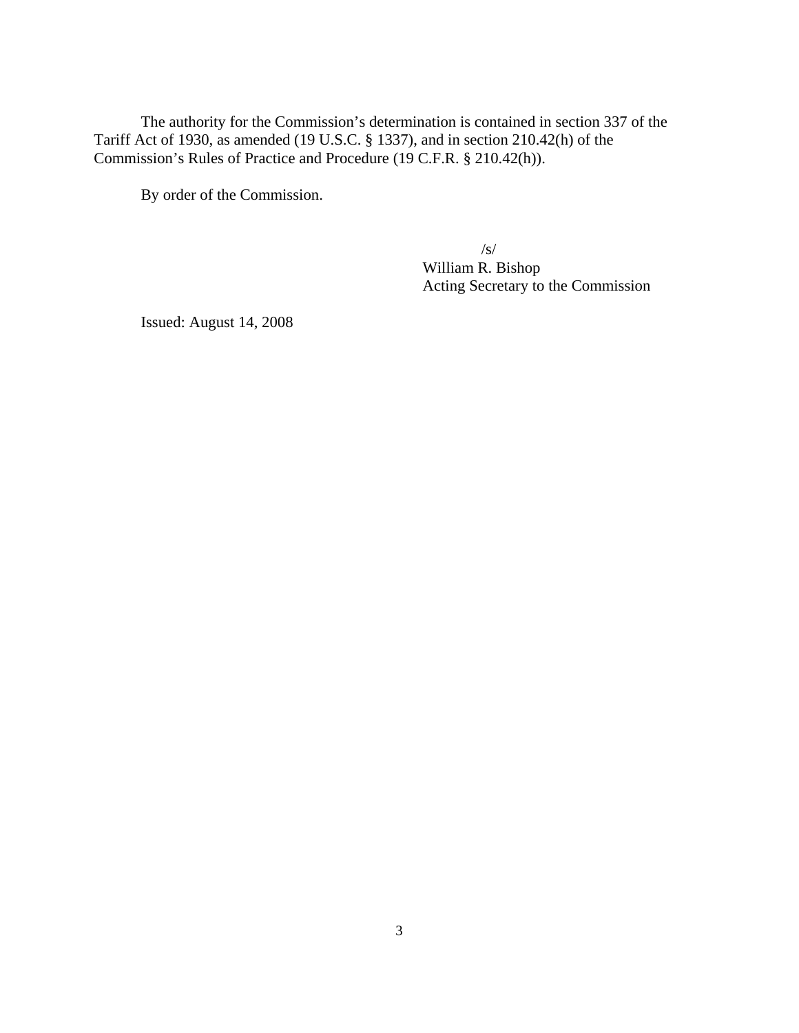The authority for the Commission's determination is contained in section 337 of the Tariff Act of 1930, as amended (19 U.S.C. § 1337), and in section 210.42(h) of the Commission's Rules of Practice and Procedure (19 C.F.R. § 210.42(h)).

By order of the Commission.

/s/
William R. Bishop
Acting Secretary to the Commission

Issued: August 14, 2008